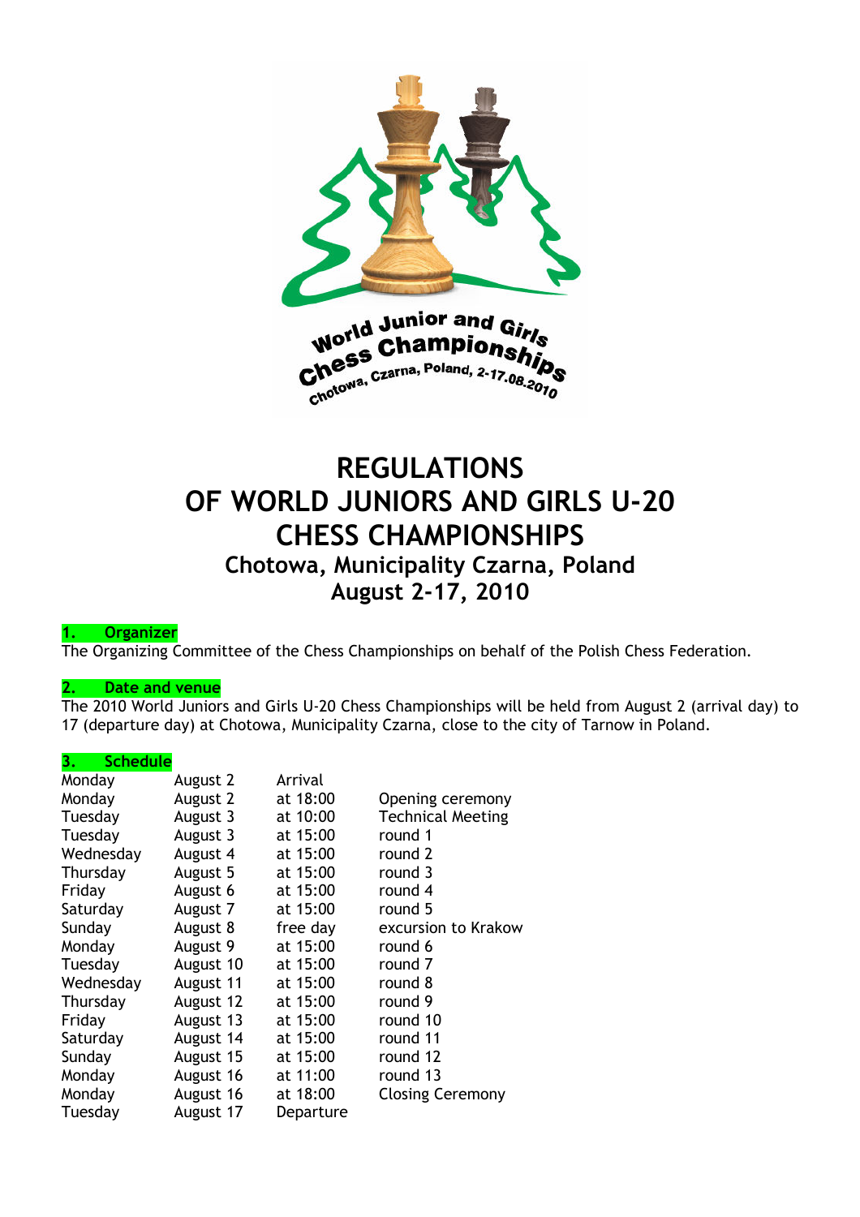# REGULATIONS OF WORLD JUNIORS AND GIRLS U-20 CHESS CHAMPIONSHIPS

## Chotowa, Municipality Czarna, Poland August 2-17, 2010

### 1. Organizer

The Organizing Committee of the Chess Championships on behalf of the Polish Chess Federation.

### 2. Date and venue

The 2010 World Juniors and Girls U-20 Chess Championships will be held from August 2 (arrival day) to 17 (departure day) at Chotowa, Municipality Czarna, close to the city of Tarnow in Poland.

### 3. Schedule

| | | | |
|---|---|---|---|
| Monday | August 2 | Arrival | |
| Monday | August 2 | at 18:00 | Opening ceremony |
| Tuesday | August 3 | at 10:00 | Technical Meeting |
| Tuesday | August 3 | at 15:00 | round 1 |
| Wednesday | August 4 | at 15:00 | round 2 |
| Thursday | August 5 | at 15:00 | round 3 |
| Friday | August 6 | at 15:00 | round 4 |
| Saturday | August 7 | at 15:00 | round 5 |
| Sunday | August 8 | free day | excursion to Krakow |
| Monday | August 9 | at 15:00 | round 6 |
| Tuesday | August 10 | at 15:00 | round 7 |
| Wednesday | August 11 | at 15:00 | round 8 |
| Thursday | August 12 | at 15:00 | round 9 |
| Friday | August 13 | at 15:00 | round 10 |
| Saturday | August 14 | at 15:00 | round 11 |
| Sunday | August 15 | at 15:00 | round 12 |
| Monday | August 16 | at 11:00 | round 13 |
| Monday | August 16 | at 18:00 | Closing Ceremony |
| Tuesday | August 17 | Departure | |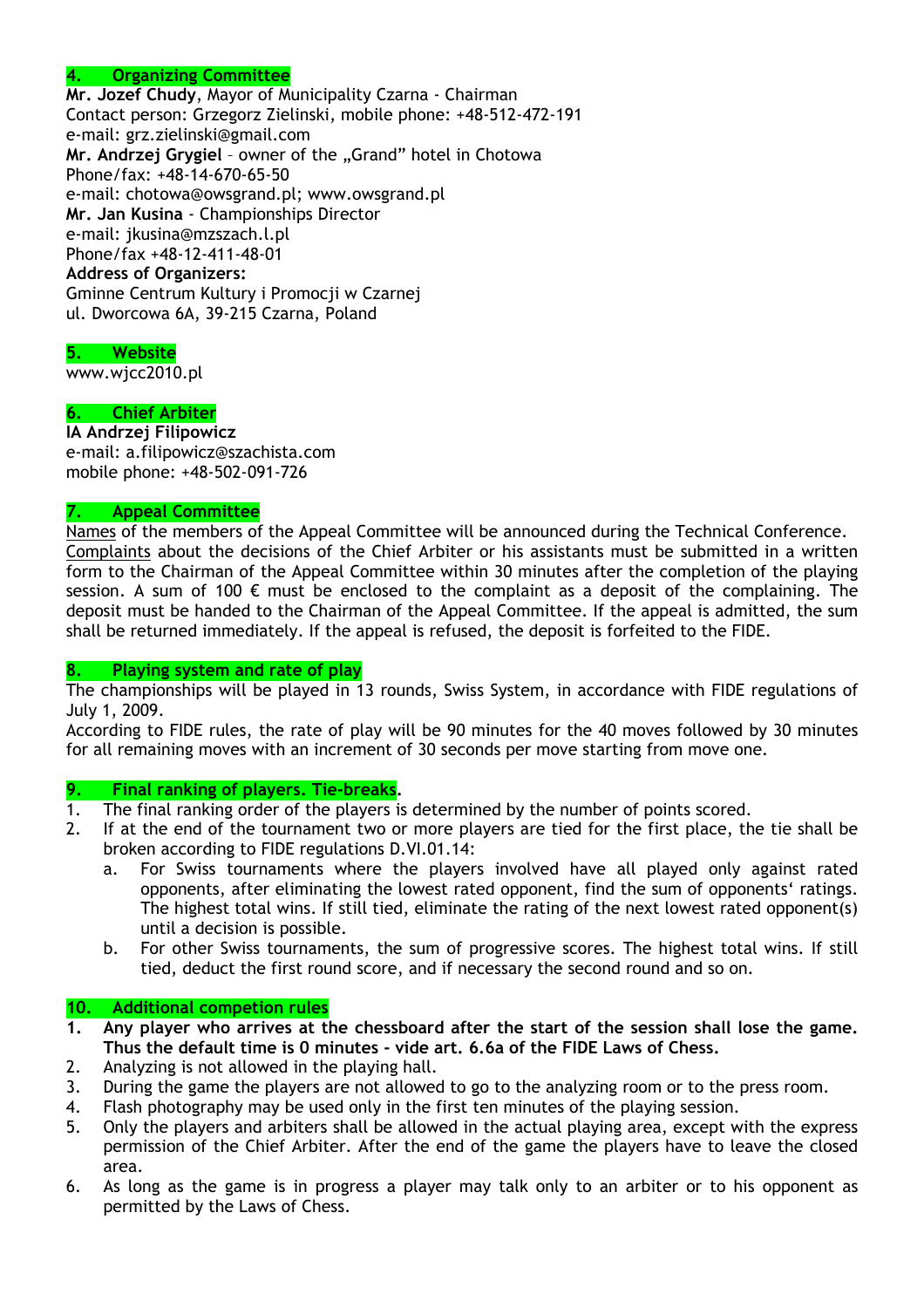## 4. Organizing Committee

**Mr. Jozef Chudy**, Mayor of Municipality Czarna - Chairman
Contact person: Grzegorz Zielinski, mobile phone: +48-512-472-191
e-mail: grz.zielinski@gmail.com
**Mr. Andrzej Grygiel** – owner of the „Grand" hotel in Chotowa
Phone/fax: +48-14-670-65-50
e-mail: chotowa@owsgrand.pl; www.owsgrand.pl
**Mr. Jan Kusina** - Championships Director
e-mail: jkusina@mzszach.l.pl
Phone/fax +48-12-411-48-01
**Address of Organizers:**
Gminne Centrum Kultury i Promocji w Czarnej
ul. Dworcowa 6A, 39-215 Czarna, Poland

## 5. Website

www.wjcc2010.pl

## 6. Chief Arbiter

**IA Andrzej Filipowicz**
e-mail: a.filipowicz@szachista.com
mobile phone: +48-502-091-726

## 7. Appeal Committee

Names of the members of the Appeal Committee will be announced during the Technical Conference.
Complaints about the decisions of the Chief Arbiter or his assistants must be submitted in a written form to the Chairman of the Appeal Committee within 30 minutes after the completion of the playing session. A sum of 100 € must be enclosed to the complaint as a deposit of the complaining. The deposit must be handed to the Chairman of the Appeal Committee. If the appeal is admitted, the sum shall be returned immediately. If the appeal is refused, the deposit is forfeited to the FIDE.

## 8. Playing system and rate of play

The championships will be played in 13 rounds, Swiss System, in accordance with FIDE regulations of July 1, 2009.
According to FIDE rules, the rate of play will be 90 minutes for the 40 moves followed by 30 minutes for all remaining moves with an increment of 30 seconds per move starting from move one.

## 9. Final ranking of players. Tie-breaks.

1. The final ranking order of the players is determined by the number of points scored.
2. If at the end of the tournament two or more players are tied for the first place, the tie shall be broken according to FIDE regulations D.VI.01.14:
   a. For Swiss tournaments where the players involved have all played only against rated opponents, after eliminating the lowest rated opponent, find the sum of opponents' ratings. The highest total wins. If still tied, eliminate the rating of the next lowest rated opponent(s) until a decision is possible.
   b. For other Swiss tournaments, the sum of progressive scores. The highest total wins. If still tied, deduct the first round score, and if necessary the second round and so on.

## 10. Additional competion rules

1. **Any player who arrives at the chessboard after the start of the session shall lose the game. Thus the default time is 0 minutes - vide art. 6.6a of the FIDE Laws of Chess.**
2. Analyzing is not allowed in the playing hall.
3. During the game the players are not allowed to go to the analyzing room or to the press room.
4. Flash photography may be used only in the first ten minutes of the playing session.
5. Only the players and arbiters shall be allowed in the actual playing area, except with the express permission of the Chief Arbiter. After the end of the game the players have to leave the closed area.
6. As long as the game is in progress a player may talk only to an arbiter or to his opponent as permitted by the Laws of Chess.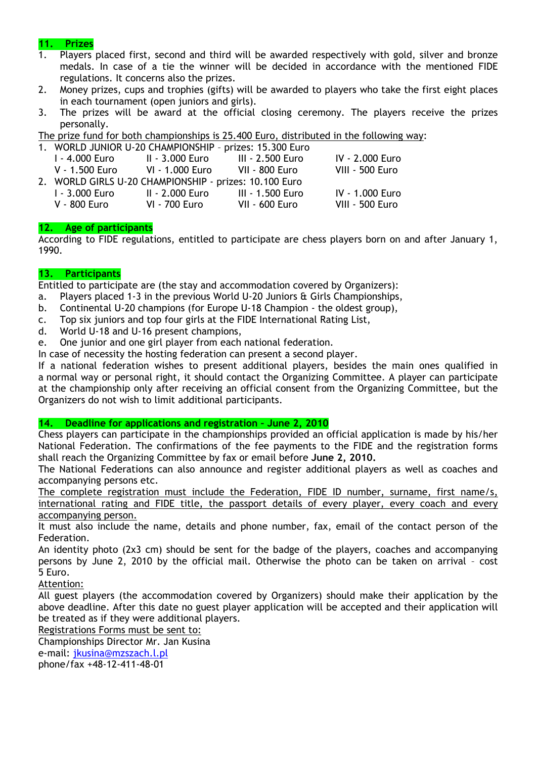## 11. Prizes

1. Players placed first, second and third will be awarded respectively with gold, silver and bronze medals. In case of a tie the winner will be decided in accordance with the mentioned FIDE regulations. It concerns also the prizes.
2. Money prizes, cups and trophies (gifts) will be awarded to players who take the first eight places in each tournament (open juniors and girls).
3. The prizes will be award at the official closing ceremony. The players receive the prizes personally.

The prize fund for both championships is 25.400 Euro, distributed in the following way:

1. WORLD JUNIOR U-20 CHAMPIONSHIP – prizes: 15.300 Euro

| | | | |
|---|---|---|---|
| I - 4.000 Euro | II - 3.000 Euro | III - 2.500 Euro | IV - 2.000 Euro |
| V - 1.500 Euro | VI - 1.000 Euro | VII - 800 Euro | VIII - 500 Euro |

2. WORLD GIRLS U-20 CHAMPIONSHIP - prizes: 10.100 Euro

| | | | |
|---|---|---|---|
| I - 3.000 Euro | II - 2.000 Euro | III - 1.500 Euro | IV - 1.000 Euro |
| V - 800 Euro | VI - 700 Euro | VII - 600 Euro | VIII - 500 Euro |

## 12. Age of participants

According to FIDE regulations, entitled to participate are chess players born on and after January 1, 1990.

## 13. Participants

Entitled to participate are (the stay and accommodation covered by Organizers):

a. Players placed 1-3 in the previous World U-20 Juniors & Girls Championships,
b. Continental U-20 champions (for Europe U-18 Champion - the oldest group),
c. Top six juniors and top four girls at the FIDE International Rating List,
d. World U-18 and U-16 present champions,
e. One junior and one girl player from each national federation.

In case of necessity the hosting federation can present a second player.

If a national federation wishes to present additional players, besides the main ones qualified in a normal way or personal right, it should contact the Organizing Committee. A player can participate at the championship only after receiving an official consent from the Organizing Committee, but the Organizers do not wish to limit additional participants.

## 14. Deadline for applications and registration – June 2, 2010

Chess players can participate in the championships provided an official application is made by his/her National Federation. The confirmations of the fee payments to the FIDE and the registration forms shall reach the Organizing Committee by fax or email before **June 2, 2010.**

The National Federations can also announce and register additional players as well as coaches and accompanying persons etc.

The complete registration must include the Federation, FIDE ID number, surname, first name/s, international rating and FIDE title, the passport details of every player, every coach and every accompanying person.

It must also include the name, details and phone number, fax, email of the contact person of the Federation.

An identity photo (2x3 cm) should be sent for the badge of the players, coaches and accompanying persons by June 2, 2010 by the official mail. Otherwise the photo can be taken on arrival – cost 5 Euro.

Attention:

All guest players (the accommodation covered by Organizers) should make their application by the above deadline. After this date no guest player application will be accepted and their application will be treated as if they were additional players.

Registrations Forms must be sent to:

Championships Director Mr. Jan Kusina
e-mail: jkusina@mzszach.l.pl
phone/fax +48-12-411-48-01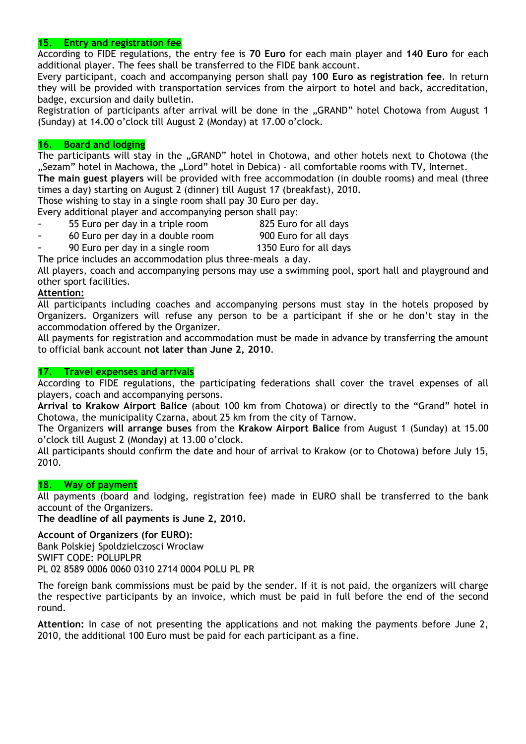## 15. Entry and registration fee

According to FIDE regulations, the entry fee is **70 Euro** for each main player and **140 Euro** for each additional player. The fees shall be transferred to the FIDE bank account.

Every participant, coach and accompanying person shall pay **100 Euro as registration fee**. In return they will be provided with transportation services from the airport to hotel and back, accreditation, badge, excursion and daily bulletin.

Registration of participants after arrival will be done in the „GRAND" hotel Chotowa from August 1 (Sunday) at 14.00 o'clock till August 2 (Monday) at 17.00 o'clock.

## 16. Board and lodging

The participants will stay in the „GRAND" hotel in Chotowa, and other hotels next to Chotowa (the „Sezam" hotel in Machowa, the „Lord" hotel in Debica) – all comfortable rooms with TV, Internet.

**The main guest players** will be provided with free accommodation (in double rooms) and meal (three times a day) starting on August 2 (dinner) till August 17 (breakfast), 2010.

Those wishing to stay in a single room shall pay 30 Euro per day.

Every additional player and accompanying person shall pay:

- 55 Euro per day in a triple room — 825 Euro for all days
- 60 Euro per day in a double room — 900 Euro for all days
- 90 Euro per day in a single room — 1350 Euro for all days

The price includes an accommodation plus three-meals a day.

All players, coach and accompanying persons may use a swimming pool, sport hall and playground and other sport facilities.

**Attention:**

All participants including coaches and accompanying persons must stay in the hotels proposed by Organizers. Organizers will refuse any person to be a participant if she or he don't stay in the accommodation offered by the Organizer.

All payments for registration and accommodation must be made in advance by transferring the amount to official bank account **not later than June 2, 2010**.

## 17. Travel expenses and arrivals

According to FIDE regulations, the participating federations shall cover the travel expenses of all players, coach and accompanying persons.

**Arrival to Krakow Airport Balice** (about 100 km from Chotowa) or directly to the "Grand" hotel in Chotowa, the municipality Czarna, about 25 km from the city of Tarnow.

The Organizers **will arrange buses** from the **Krakow Airport Balice** from August 1 (Sunday) at 15.00 o'clock till August 2 (Monday) at 13.00 o'clock.

All participants should confirm the date and hour of arrival to Krakow (or to Chotowa) before July 15, 2010.

## 18. Way of payment

All payments (board and lodging, registration fee) made in EURO shall be transferred to the bank account of the Organizers.

**The deadline of all payments is June 2, 2010.**

**Account of Organizers (for EURO):**
Bank Polskiej Spoldzielczosci Wroclaw
SWIFT CODE: POLUPLPR
PL 02 8589 0006 0060 0310 2714 0004 POLU PL PR

The foreign bank commissions must be paid by the sender. If it is not paid, the organizers will charge the respective participants by an invoice, which must be paid in full before the end of the second round.

**Attention:** In case of not presenting the applications and not making the payments before June 2, 2010, the additional 100 Euro must be paid for each participant as a fine.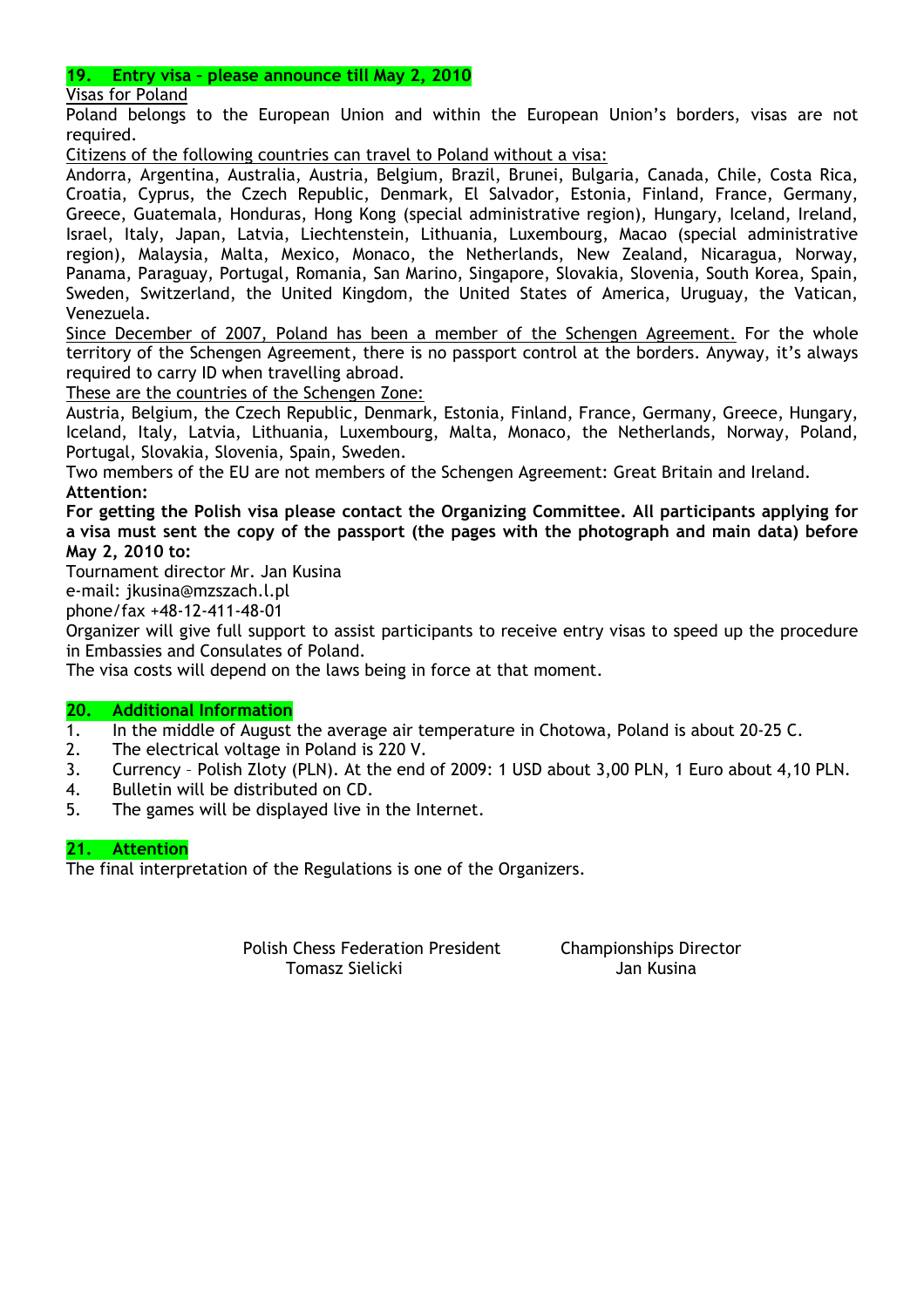## 19. Entry visa – please announce till May 2, 2010

Visas for Poland

Poland belongs to the European Union and within the European Union's borders, visas are not required.

Citizens of the following countries can travel to Poland without a visa:

Andorra, Argentina, Australia, Austria, Belgium, Brazil, Brunei, Bulgaria, Canada, Chile, Costa Rica, Croatia, Cyprus, the Czech Republic, Denmark, El Salvador, Estonia, Finland, France, Germany, Greece, Guatemala, Honduras, Hong Kong (special administrative region), Hungary, Iceland, Ireland, Israel, Italy, Japan, Latvia, Liechtenstein, Lithuania, Luxembourg, Macao (special administrative region), Malaysia, Malta, Mexico, Monaco, the Netherlands, New Zealand, Nicaragua, Norway, Panama, Paraguay, Portugal, Romania, San Marino, Singapore, Slovakia, Slovenia, South Korea, Spain, Sweden, Switzerland, the United Kingdom, the United States of America, Uruguay, the Vatican, Venezuela.

Since December of 2007, Poland has been a member of the Schengen Agreement. For the whole territory of the Schengen Agreement, there is no passport control at the borders. Anyway, it's always required to carry ID when travelling abroad.

These are the countries of the Schengen Zone:

Austria, Belgium, the Czech Republic, Denmark, Estonia, Finland, France, Germany, Greece, Hungary, Iceland, Italy, Latvia, Lithuania, Luxembourg, Malta, Monaco, the Netherlands, Norway, Poland, Portugal, Slovakia, Slovenia, Spain, Sweden.

Two members of the EU are not members of the Schengen Agreement: Great Britain and Ireland.

**Attention:**

**For getting the Polish visa please contact the Organizing Committee. All participants applying for a visa must sent the copy of the passport (the pages with the photograph and main data) before May 2, 2010 to:**

Tournament director Mr. Jan Kusina

e-mail: jkusina@mzszach.l.pl

phone/fax +48-12-411-48-01

Organizer will give full support to assist participants to receive entry visas to speed up the procedure in Embassies and Consulates of Poland.

The visa costs will depend on the laws being in force at that moment.

## 20. Additional Information

1. In the middle of August the average air temperature in Chotowa, Poland is about 20-25 C.
2. The electrical voltage in Poland is 220 V.
3. Currency – Polish Zloty (PLN). At the end of 2009: 1 USD about 3,00 PLN, 1 Euro about 4,10 PLN.
4. Bulletin will be distributed on CD.
5. The games will be displayed live in the Internet.

## 21. Attention

The final interpretation of the Regulations is one of the Organizers.

Polish Chess Federation President
Tomasz Sielicki

Championships Director
Jan Kusina